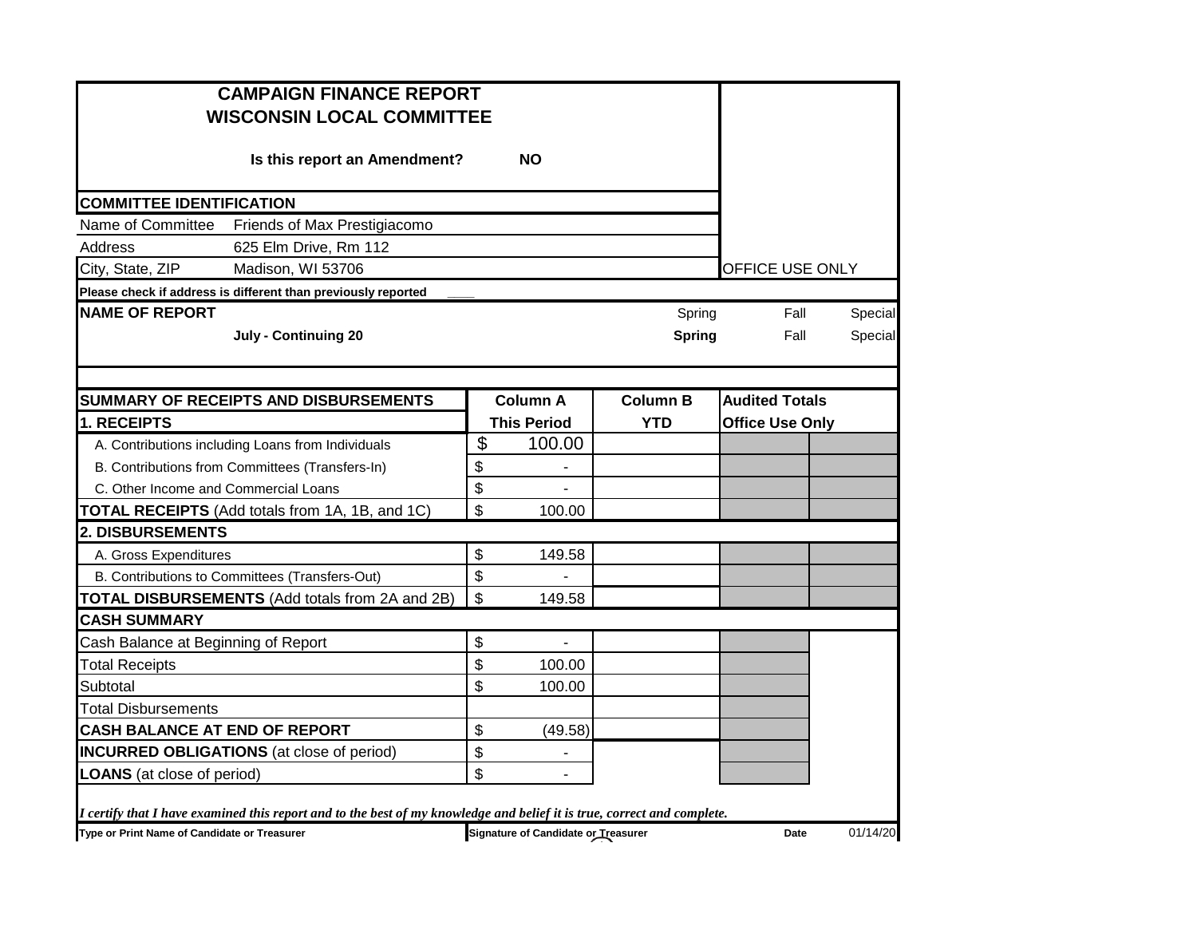# CAMPAIGN FINANCE REPORT
# WISCONSIN LOCAL COMMITTEE

**Is this report an Amendment?** **NO**

OFFICE USE ONLY

## COMMITTEE IDENTIFICATION

| | |
|---|---|
| Name of Committee | Friends of Max Prestigiacomo |
| Address | 625 Elm Drive, Rm 112 |
| City, State, ZIP | Madison, WI 53706 |

**Please check if address is different than previously reported** ____

## NAME OF REPORT

| | Spring | Fall | Special |
|---|---|---|---|
| **July - Continuing 20** | **Spring** | Fall | Special |

| SUMMARY OF RECEIPTS AND DISBURSEMENTS | Column A | Column B | Audited Totals | |
|---|---|---|---|---|
| **1. RECEIPTS** | **This Period** | **YTD** | **Office Use Only** | |
| A. Contributions including Loans from Individuals | $ 100.00 | | | |
| B. Contributions from Committees (Transfers-In) | $ - | | | |
| C. Other Income and Commercial Loans | $ - | | | |
| **TOTAL RECEIPTS** (Add totals from 1A, 1B, and 1C) | $ 100.00 | | | |
| **2. DISBURSEMENTS** | | | | |
| A. Gross Expenditures | $ 149.58 | | | |
| B. Contributions to Committees (Transfers-Out) | $ - | | | |
| **TOTAL DISBURSEMENTS** (Add totals from 2A and 2B) | $ 149.58 | | | |
| **CASH SUMMARY** | | | | |
| Cash Balance at Beginning of Report | $ - | | | |
| Total Receipts | $ 100.00 | | | |
| Subtotal | $ 100.00 | | | |
| Total Disbursements | | | | |
| **CASH BALANCE AT END OF REPORT** | $ (49.58) | | | |
| **INCURRED OBLIGATIONS** (at close of period) | $ - | | | |
| **LOANS** (at close of period) | $ - | | | |

*I certify that I have examined this report and to the best of my knowledge and belief it is true, correct and complete.*

| Type or Print Name of Candidate or Treasurer | Signature of Candidate or Treasurer | Date | 01/14/20 |
|---|---|---|---|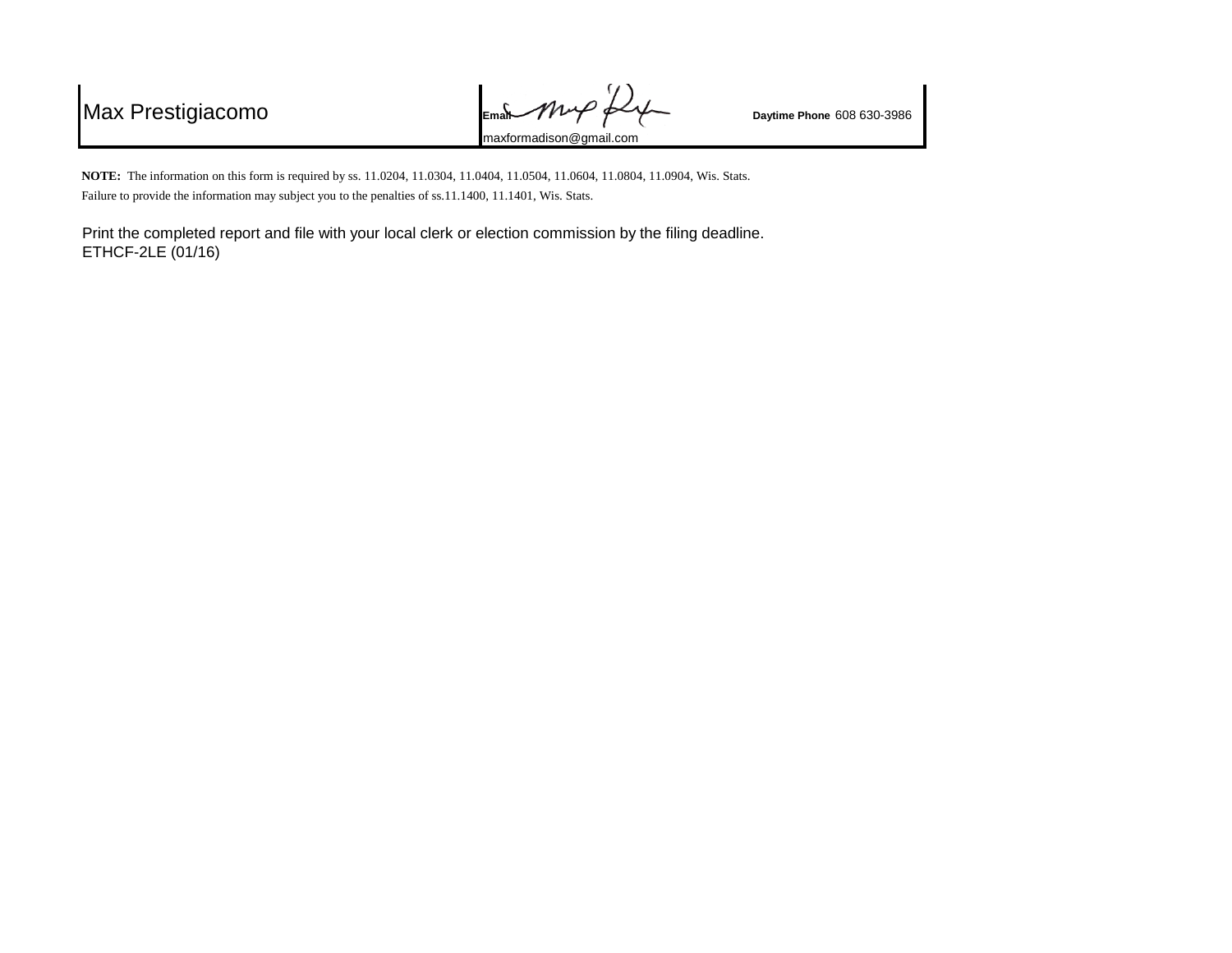| Max Prestigiacomo | Email maxformadison@gmail.com | Daytime Phone 608 630-3986 |
|---|---|---|

**NOTE:** The information on this form is required by ss. 11.0204, 11.0304, 11.0404, 11.0504, 11.0604, 11.0804, 11.0904, Wis. Stats. Failure to provide the information may subject you to the penalties of ss.11.1400, 11.1401, Wis. Stats.

Print the completed report and file with your local clerk or election commission by the filing deadline.
ETHCF-2LE (01/16)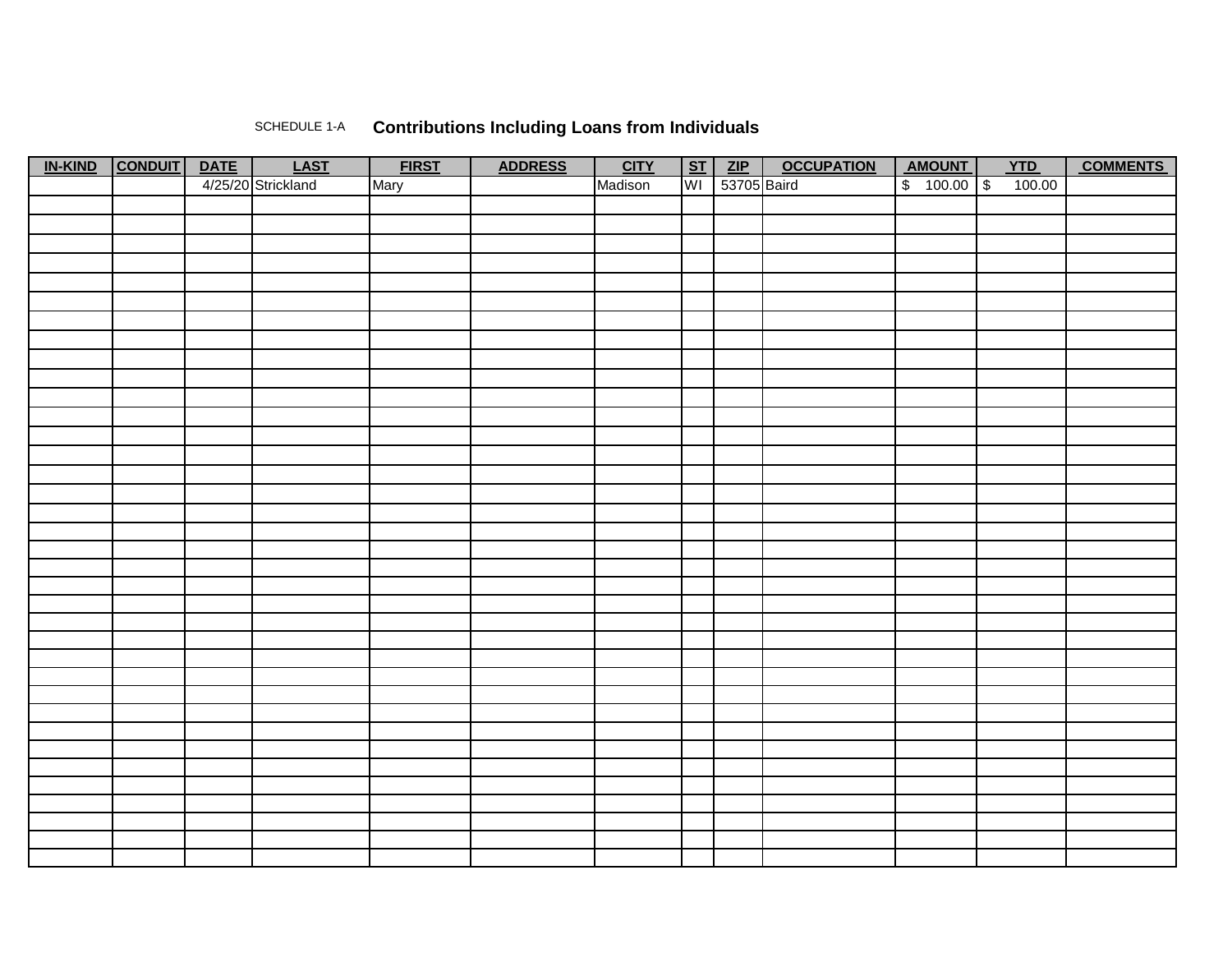SCHEDULE 1-A **Contributions Including Loans from Individuals**

| IN-KIND | CONDUIT | DATE | LAST | FIRST | ADDRESS | CITY | ST | ZIP | OCCUPATION | AMOUNT | YTD | COMMENTS |
|---|---|---|---|---|---|---|---|---|---|---|---|---|
| | | 4/25/20 | Strickland | Mary | | Madison | WI | 53705 | Baird | $ 100.00 | $ 100.00 | |
| | | | | | | | | | | | | |
| | | | | | | | | | | | | |
| | | | | | | | | | | | | |
| | | | | | | | | | | | | |
| | | | | | | | | | | | | |
| | | | | | | | | | | | | |
| | | | | | | | | | | | | |
| | | | | | | | | | | | | |
| | | | | | | | | | | | | |
| | | | | | | | | | | | | |
| | | | | | | | | | | | | |
| | | | | | | | | | | | | |
| | | | | | | | | | | | | |
| | | | | | | | | | | | | |
| | | | | | | | | | | | | |
| | | | | | | | | | | | | |
| | | | | | | | | | | | | |
| | | | | | | | | | | | | |
| | | | | | | | | | | | | |
| | | | | | | | | | | | | |
| | | | | | | | | | | | | |
| | | | | | | | | | | | | |
| | | | | | | | | | | | | |
| | | | | | | | | | | | | |
| | | | | | | | | | | | | |
| | | | | | | | | | | | | |
| | | | | | | | | | | | | |
| | | | | | | | | | | | | |
| | | | | | | | | | | | | |
| | | | | | | | | | | | | |
| | | | | | | | | | | | | |
| | | | | | | | | | | | | |
| | | | | | | | | | | | | |
| | | | | | | | | | | | | |
| | | | | | | | | | | | | |
| | | | | | | | | | | | | |
| | | | | | | | | | | | | |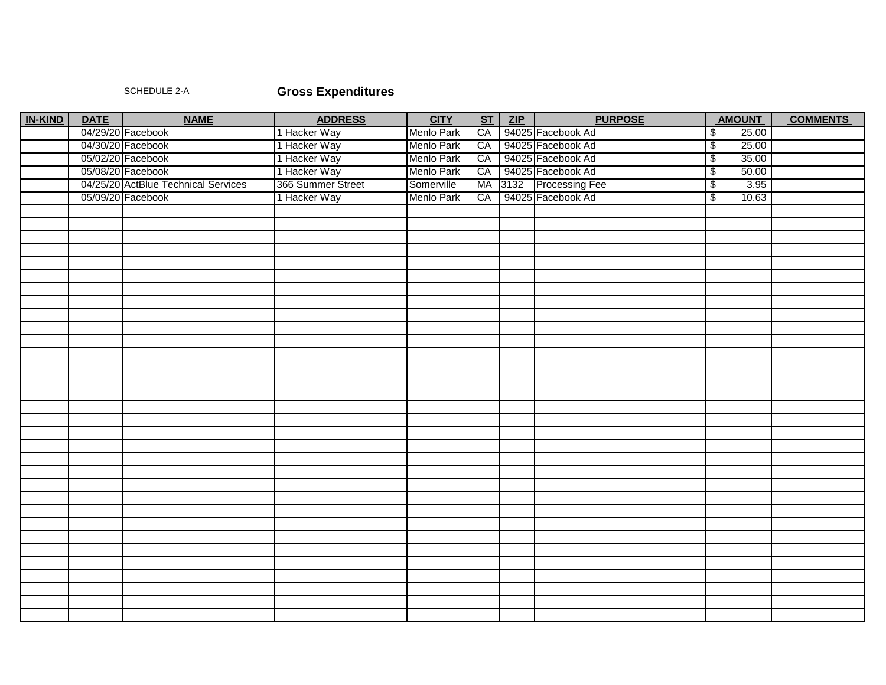SCHEDULE 2-A

## Gross Expenditures

| IN-KIND | DATE | NAME | ADDRESS | CITY | ST | ZIP | PURPOSE | AMOUNT | COMMENTS |
|---|---|---|---|---|---|---|---|---|---|
| | 04/29/20 | Facebook | 1 Hacker Way | Menlo Park | CA | 94025 | Facebook Ad | $ 25.00 | |
| | 04/30/20 | Facebook | 1 Hacker Way | Menlo Park | CA | 94025 | Facebook Ad | $ 25.00 | |
| | 05/02/20 | Facebook | 1 Hacker Way | Menlo Park | CA | 94025 | Facebook Ad | $ 35.00 | |
| | 05/08/20 | Facebook | 1 Hacker Way | Menlo Park | CA | 94025 | Facebook Ad | $ 50.00 | |
| | 04/25/20 | ActBlue Technical Services | 366 Summer Street | Somerville | MA | 3132 | Processing Fee | $ 3.95 | |
| | 05/09/20 | Facebook | 1 Hacker Way | Menlo Park | CA | 94025 | Facebook Ad | $ 10.63 | |